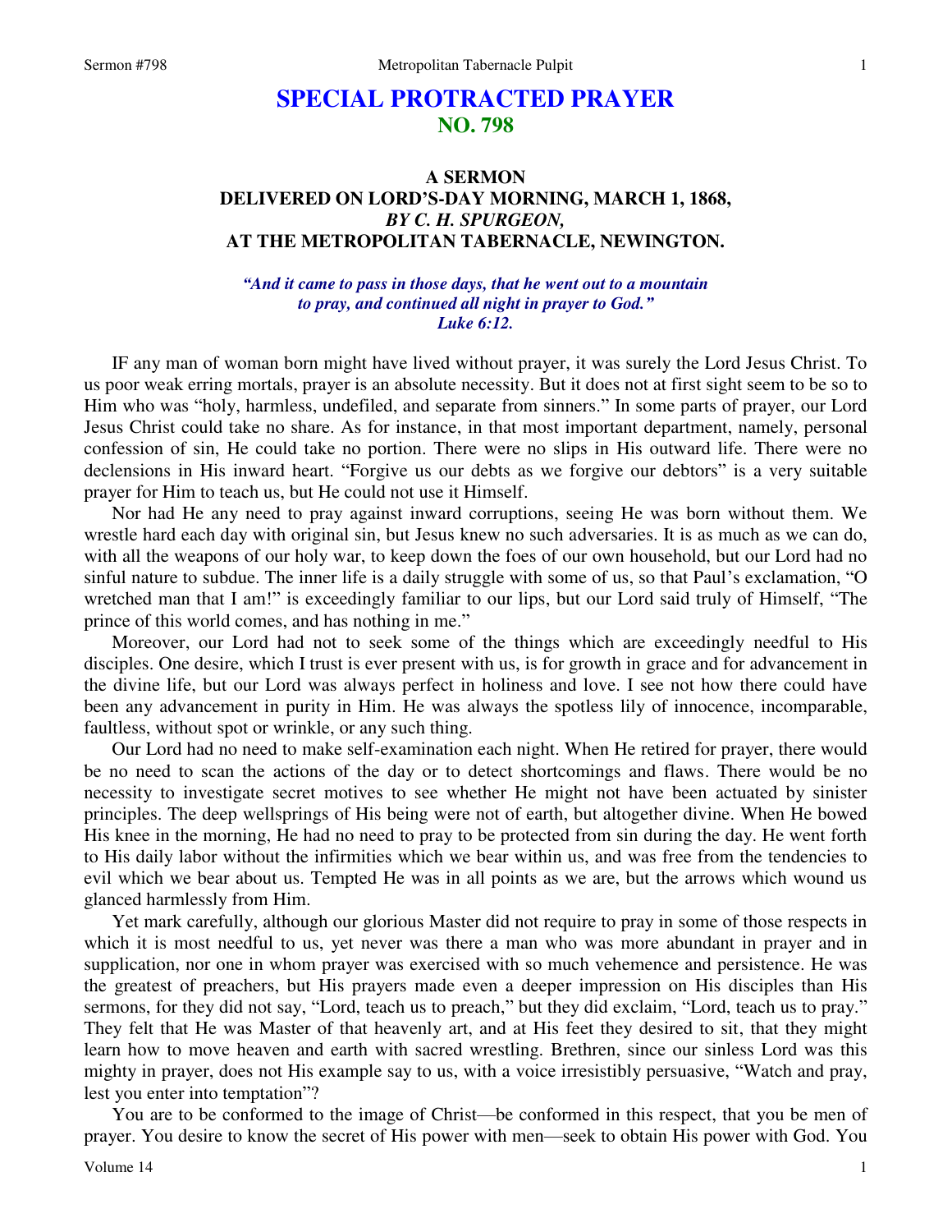# SPECIAL PROTRACTED PRAYER
## NO. 798

### A SERMON
### DELIVERED ON LORD'S-DAY MORNING, MARCH 1, 1868,
### *BY C. H. SPURGEON,*
### AT THE METROPOLITAN TABERNACLE, NEWINGTON.

*"And it came to pass in those days, that he went out to a mountain to pray, and continued all night in prayer to God." Luke 6:12.*

IF any man of woman born might have lived without prayer, it was surely the Lord Jesus Christ. To us poor weak erring mortals, prayer is an absolute necessity. But it does not at first sight seem to be so to Him who was "holy, harmless, undefiled, and separate from sinners." In some parts of prayer, our Lord Jesus Christ could take no share. As for instance, in that most important department, namely, personal confession of sin, He could take no portion. There were no slips in His outward life. There were no declensions in His inward heart. "Forgive us our debts as we forgive our debtors" is a very suitable prayer for Him to teach us, but He could not use it Himself.

Nor had He any need to pray against inward corruptions, seeing He was born without them. We wrestle hard each day with original sin, but Jesus knew no such adversaries. It is as much as we can do, with all the weapons of our holy war, to keep down the foes of our own household, but our Lord had no sinful nature to subdue. The inner life is a daily struggle with some of us, so that Paul's exclamation, "O wretched man that I am!" is exceedingly familiar to our lips, but our Lord said truly of Himself, "The prince of this world comes, and has nothing in me."

Moreover, our Lord had not to seek some of the things which are exceedingly needful to His disciples. One desire, which I trust is ever present with us, is for growth in grace and for advancement in the divine life, but our Lord was always perfect in holiness and love. I see not how there could have been any advancement in purity in Him. He was always the spotless lily of innocence, incomparable, faultless, without spot or wrinkle, or any such thing.

Our Lord had no need to make self-examination each night. When He retired for prayer, there would be no need to scan the actions of the day or to detect shortcomings and flaws. There would be no necessity to investigate secret motives to see whether He might not have been actuated by sinister principles. The deep wellsprings of His being were not of earth, but altogether divine. When He bowed His knee in the morning, He had no need to pray to be protected from sin during the day. He went forth to His daily labor without the infirmities which we bear within us, and was free from the tendencies to evil which we bear about us. Tempted He was in all points as we are, but the arrows which wound us glanced harmlessly from Him.

Yet mark carefully, although our glorious Master did not require to pray in some of those respects in which it is most needful to us, yet never was there a man who was more abundant in prayer and in supplication, nor one in whom prayer was exercised with so much vehemence and persistence. He was the greatest of preachers, but His prayers made even a deeper impression on His disciples than His sermons, for they did not say, "Lord, teach us to preach," but they did exclaim, "Lord, teach us to pray." They felt that He was Master of that heavenly art, and at His feet they desired to sit, that they might learn how to move heaven and earth with sacred wrestling. Brethren, since our sinless Lord was this mighty in prayer, does not His example say to us, with a voice irresistibly persuasive, "Watch and pray, lest you enter into temptation"?

You are to be conformed to the image of Christ—be conformed in this respect, that you be men of prayer. You desire to know the secret of His power with men—seek to obtain His power with God. You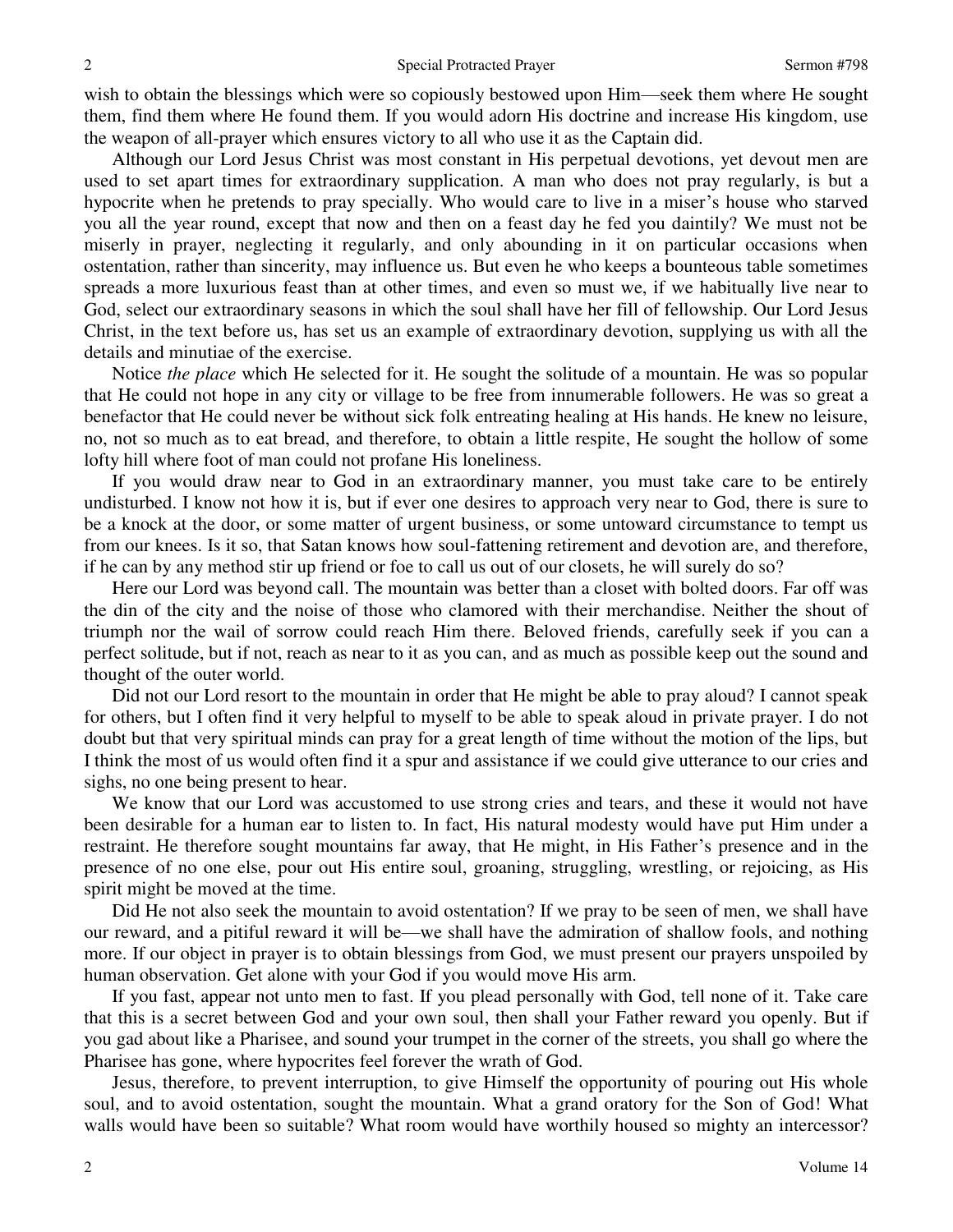wish to obtain the blessings which were so copiously bestowed upon Him—seek them where He sought them, find them where He found them. If you would adorn His doctrine and increase His kingdom, use the weapon of all-prayer which ensures victory to all who use it as the Captain did.

Although our Lord Jesus Christ was most constant in His perpetual devotions, yet devout men are used to set apart times for extraordinary supplication. A man who does not pray regularly, is but a hypocrite when he pretends to pray specially. Who would care to live in a miser's house who starved you all the year round, except that now and then on a feast day he fed you daintily? We must not be miserly in prayer, neglecting it regularly, and only abounding in it on particular occasions when ostentation, rather than sincerity, may influence us. But even he who keeps a bounteous table sometimes spreads a more luxurious feast than at other times, and even so must we, if we habitually live near to God, select our extraordinary seasons in which the soul shall have her fill of fellowship. Our Lord Jesus Christ, in the text before us, has set us an example of extraordinary devotion, supplying us with all the details and minutiae of the exercise.

Notice *the place* which He selected for it. He sought the solitude of a mountain. He was so popular that He could not hope in any city or village to be free from innumerable followers. He was so great a benefactor that He could never be without sick folk entreating healing at His hands. He knew no leisure, no, not so much as to eat bread, and therefore, to obtain a little respite, He sought the hollow of some lofty hill where foot of man could not profane His loneliness.

If you would draw near to God in an extraordinary manner, you must take care to be entirely undisturbed. I know not how it is, but if ever one desires to approach very near to God, there is sure to be a knock at the door, or some matter of urgent business, or some untoward circumstance to tempt us from our knees. Is it so, that Satan knows how soul-fattening retirement and devotion are, and therefore, if he can by any method stir up friend or foe to call us out of our closets, he will surely do so?

Here our Lord was beyond call. The mountain was better than a closet with bolted doors. Far off was the din of the city and the noise of those who clamored with their merchandise. Neither the shout of triumph nor the wail of sorrow could reach Him there. Beloved friends, carefully seek if you can a perfect solitude, but if not, reach as near to it as you can, and as much as possible keep out the sound and thought of the outer world.

Did not our Lord resort to the mountain in order that He might be able to pray aloud? I cannot speak for others, but I often find it very helpful to myself to be able to speak aloud in private prayer. I do not doubt but that very spiritual minds can pray for a great length of time without the motion of the lips, but I think the most of us would often find it a spur and assistance if we could give utterance to our cries and sighs, no one being present to hear.

We know that our Lord was accustomed to use strong cries and tears, and these it would not have been desirable for a human ear to listen to. In fact, His natural modesty would have put Him under a restraint. He therefore sought mountains far away, that He might, in His Father's presence and in the presence of no one else, pour out His entire soul, groaning, struggling, wrestling, or rejoicing, as His spirit might be moved at the time.

Did He not also seek the mountain to avoid ostentation? If we pray to be seen of men, we shall have our reward, and a pitiful reward it will be—we shall have the admiration of shallow fools, and nothing more. If our object in prayer is to obtain blessings from God, we must present our prayers unspoiled by human observation. Get alone with your God if you would move His arm.

If you fast, appear not unto men to fast. If you plead personally with God, tell none of it. Take care that this is a secret between God and your own soul, then shall your Father reward you openly. But if you gad about like a Pharisee, and sound your trumpet in the corner of the streets, you shall go where the Pharisee has gone, where hypocrites feel forever the wrath of God.

Jesus, therefore, to prevent interruption, to give Himself the opportunity of pouring out His whole soul, and to avoid ostentation, sought the mountain. What a grand oratory for the Son of God! What walls would have been so suitable? What room would have worthily housed so mighty an intercessor?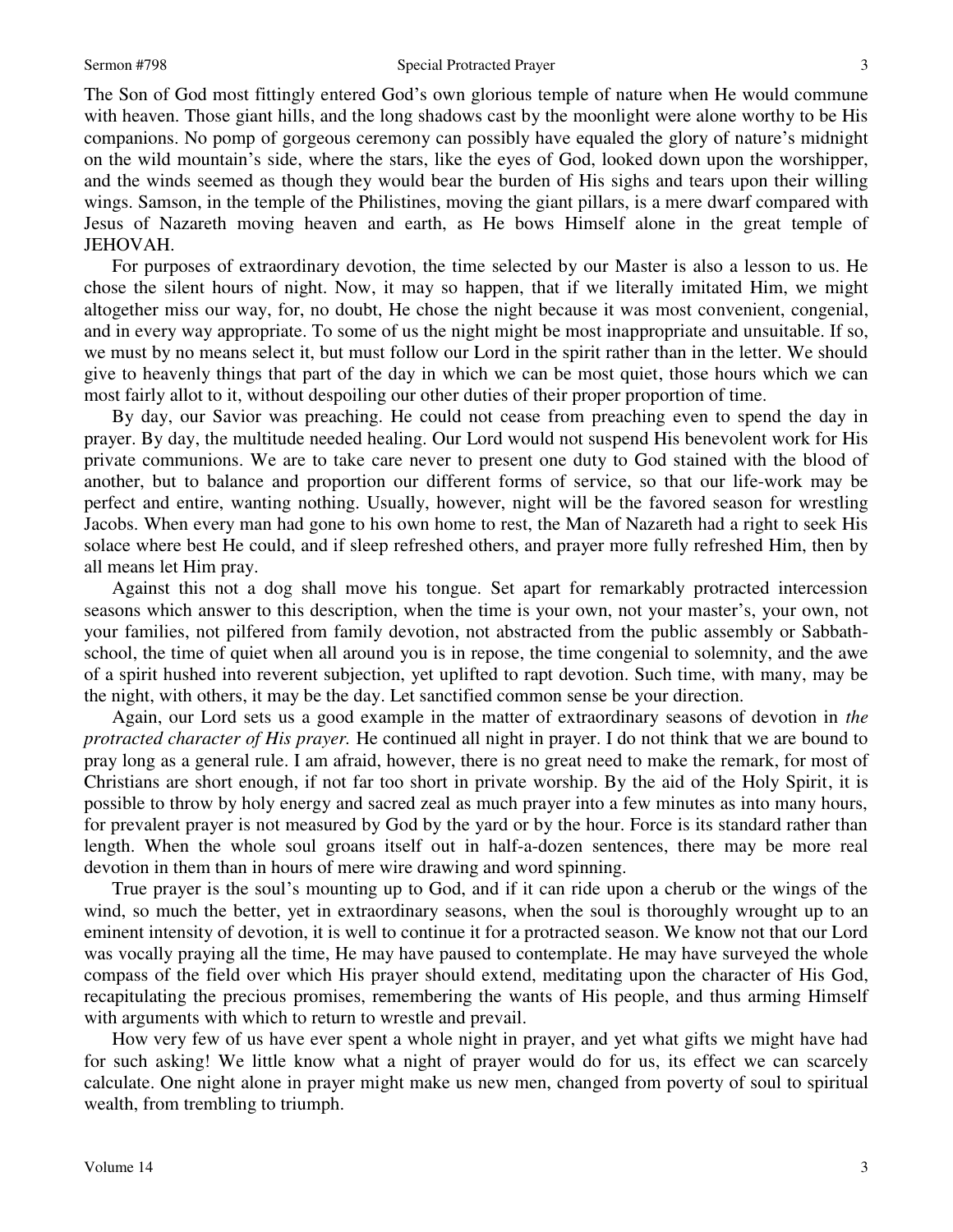The Son of God most fittingly entered God's own glorious temple of nature when He would commune with heaven. Those giant hills, and the long shadows cast by the moonlight were alone worthy to be His companions. No pomp of gorgeous ceremony can possibly have equaled the glory of nature's midnight on the wild mountain's side, where the stars, like the eyes of God, looked down upon the worshipper, and the winds seemed as though they would bear the burden of His sighs and tears upon their willing wings. Samson, in the temple of the Philistines, moving the giant pillars, is a mere dwarf compared with Jesus of Nazareth moving heaven and earth, as He bows Himself alone in the great temple of JEHOVAH.

For purposes of extraordinary devotion, the time selected by our Master is also a lesson to us. He chose the silent hours of night. Now, it may so happen, that if we literally imitated Him, we might altogether miss our way, for, no doubt, He chose the night because it was most convenient, congenial, and in every way appropriate. To some of us the night might be most inappropriate and unsuitable. If so, we must by no means select it, but must follow our Lord in the spirit rather than in the letter. We should give to heavenly things that part of the day in which we can be most quiet, those hours which we can most fairly allot to it, without despoiling our other duties of their proper proportion of time.

By day, our Savior was preaching. He could not cease from preaching even to spend the day in prayer. By day, the multitude needed healing. Our Lord would not suspend His benevolent work for His private communions. We are to take care never to present one duty to God stained with the blood of another, but to balance and proportion our different forms of service, so that our life-work may be perfect and entire, wanting nothing. Usually, however, night will be the favored season for wrestling Jacobs. When every man had gone to his own home to rest, the Man of Nazareth had a right to seek His solace where best He could, and if sleep refreshed others, and prayer more fully refreshed Him, then by all means let Him pray.

Against this not a dog shall move his tongue. Set apart for remarkably protracted intercession seasons which answer to this description, when the time is your own, not your master's, your own, not your families, not pilfered from family devotion, not abstracted from the public assembly or Sabbath-school, the time of quiet when all around you is in repose, the time congenial to solemnity, and the awe of a spirit hushed into reverent subjection, yet uplifted to rapt devotion. Such time, with many, may be the night, with others, it may be the day. Let sanctified common sense be your direction.

Again, our Lord sets us a good example in the matter of extraordinary seasons of devotion in *the protracted character of His prayer.* He continued all night in prayer. I do not think that we are bound to pray long as a general rule. I am afraid, however, there is no great need to make the remark, for most of Christians are short enough, if not far too short in private worship. By the aid of the Holy Spirit, it is possible to throw by holy energy and sacred zeal as much prayer into a few minutes as into many hours, for prevalent prayer is not measured by God by the yard or by the hour. Force is its standard rather than length. When the whole soul groans itself out in half-a-dozen sentences, there may be more real devotion in them than in hours of mere wire drawing and word spinning.

True prayer is the soul's mounting up to God, and if it can ride upon a cherub or the wings of the wind, so much the better, yet in extraordinary seasons, when the soul is thoroughly wrought up to an eminent intensity of devotion, it is well to continue it for a protracted season. We know not that our Lord was vocally praying all the time, He may have paused to contemplate. He may have surveyed the whole compass of the field over which His prayer should extend, meditating upon the character of His God, recapitulating the precious promises, remembering the wants of His people, and thus arming Himself with arguments with which to return to wrestle and prevail.

How very few of us have ever spent a whole night in prayer, and yet what gifts we might have had for such asking! We little know what a night of prayer would do for us, its effect we can scarcely calculate. One night alone in prayer might make us new men, changed from poverty of soul to spiritual wealth, from trembling to triumph.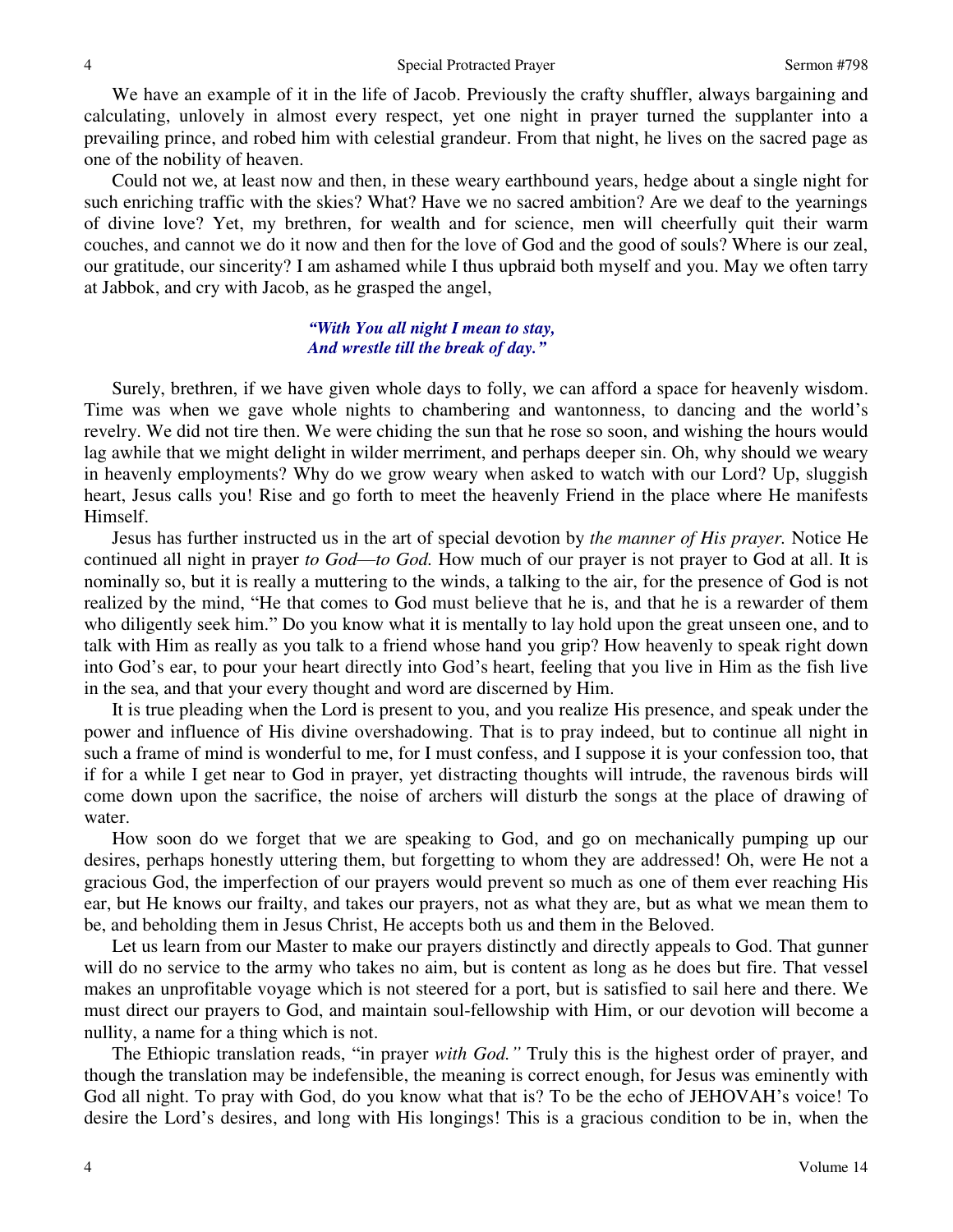We have an example of it in the life of Jacob. Previously the crafty shuffler, always bargaining and calculating, unlovely in almost every respect, yet one night in prayer turned the supplanter into a prevailing prince, and robed him with celestial grandeur. From that night, he lives on the sacred page as one of the nobility of heaven.

Could not we, at least now and then, in these weary earthbound years, hedge about a single night for such enriching traffic with the skies? What? Have we no sacred ambition? Are we deaf to the yearnings of divine love? Yet, my brethren, for wealth and for science, men will cheerfully quit their warm couches, and cannot we do it now and then for the love of God and the good of souls? Where is our zeal, our gratitude, our sincerity? I am ashamed while I thus upbraid both myself and you. May we often tarry at Jabbok, and cry with Jacob, as he grasped the angel,

> ***"With You all night I mean to stay,***
> ***And wrestle till the break of day."***

Surely, brethren, if we have given whole days to folly, we can afford a space for heavenly wisdom. Time was when we gave whole nights to chambering and wantonness, to dancing and the world's revelry. We did not tire then. We were chiding the sun that he rose so soon, and wishing the hours would lag awhile that we might delight in wilder merriment, and perhaps deeper sin. Oh, why should we weary in heavenly employments? Why do we grow weary when asked to watch with our Lord? Up, sluggish heart, Jesus calls you! Rise and go forth to meet the heavenly Friend in the place where He manifests Himself.

Jesus has further instructed us in the art of special devotion by *the manner of His prayer.* Notice He continued all night in prayer *to God—to God.* How much of our prayer is not prayer to God at all. It is nominally so, but it is really a muttering to the winds, a talking to the air, for the presence of God is not realized by the mind, "He that comes to God must believe that he is, and that he is a rewarder of them who diligently seek him." Do you know what it is mentally to lay hold upon the great unseen one, and to talk with Him as really as you talk to a friend whose hand you grip? How heavenly to speak right down into God's ear, to pour your heart directly into God's heart, feeling that you live in Him as the fish live in the sea, and that your every thought and word are discerned by Him.

It is true pleading when the Lord is present to you, and you realize His presence, and speak under the power and influence of His divine overshadowing. That is to pray indeed, but to continue all night in such a frame of mind is wonderful to me, for I must confess, and I suppose it is your confession too, that if for a while I get near to God in prayer, yet distracting thoughts will intrude, the ravenous birds will come down upon the sacrifice, the noise of archers will disturb the songs at the place of drawing of water.

How soon do we forget that we are speaking to God, and go on mechanically pumping up our desires, perhaps honestly uttering them, but forgetting to whom they are addressed! Oh, were He not a gracious God, the imperfection of our prayers would prevent so much as one of them ever reaching His ear, but He knows our frailty, and takes our prayers, not as what they are, but as what we mean them to be, and beholding them in Jesus Christ, He accepts both us and them in the Beloved.

Let us learn from our Master to make our prayers distinctly and directly appeals to God. That gunner will do no service to the army who takes no aim, but is content as long as he does but fire. That vessel makes an unprofitable voyage which is not steered for a port, but is satisfied to sail here and there. We must direct our prayers to God, and maintain soul-fellowship with Him, or our devotion will become a nullity, a name for a thing which is not.

The Ethiopic translation reads, "in prayer *with God."* Truly this is the highest order of prayer, and though the translation may be indefensible, the meaning is correct enough, for Jesus was eminently with God all night. To pray with God, do you know what that is? To be the echo of JEHOVAH's voice! To desire the Lord's desires, and long with His longings! This is a gracious condition to be in, when the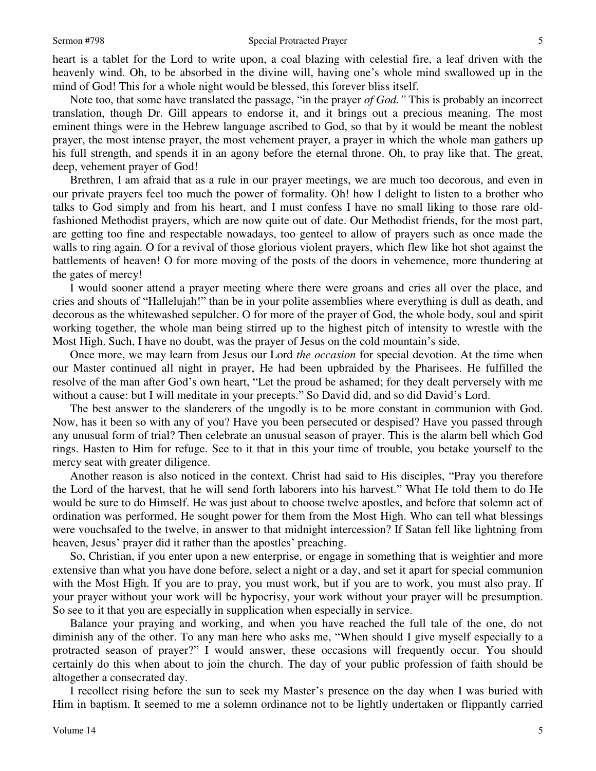heart is a tablet for the Lord to write upon, a coal blazing with celestial fire, a leaf driven with the heavenly wind. Oh, to be absorbed in the divine will, having one's whole mind swallowed up in the mind of God! This for a whole night would be blessed, this forever bliss itself.

Note too, that some have translated the passage, "in the prayer *of God."* This is probably an incorrect translation, though Dr. Gill appears to endorse it, and it brings out a precious meaning. The most eminent things were in the Hebrew language ascribed to God, so that by it would be meant the noblest prayer, the most intense prayer, the most vehement prayer, a prayer in which the whole man gathers up his full strength, and spends it in an agony before the eternal throne. Oh, to pray like that. The great, deep, vehement prayer of God!

Brethren, I am afraid that as a rule in our prayer meetings, we are much too decorous, and even in our private prayers feel too much the power of formality. Oh! how I delight to listen to a brother who talks to God simply and from his heart, and I must confess I have no small liking to those rare old-fashioned Methodist prayers, which are now quite out of date. Our Methodist friends, for the most part, are getting too fine and respectable nowadays, too genteel to allow of prayers such as once made the walls to ring again. O for a revival of those glorious violent prayers, which flew like hot shot against the battlements of heaven! O for more moving of the posts of the doors in vehemence, more thundering at the gates of mercy!

I would sooner attend a prayer meeting where there were groans and cries all over the place, and cries and shouts of "Hallelujah!" than be in your polite assemblies where everything is dull as death, and decorous as the whitewashed sepulcher. O for more of the prayer of God, the whole body, soul and spirit working together, the whole man being stirred up to the highest pitch of intensity to wrestle with the Most High. Such, I have no doubt, was the prayer of Jesus on the cold mountain's side.

Once more, we may learn from Jesus our Lord *the occasion* for special devotion. At the time when our Master continued all night in prayer, He had been upbraided by the Pharisees. He fulfilled the resolve of the man after God's own heart, "Let the proud be ashamed; for they dealt perversely with me without a cause: but I will meditate in your precepts." So David did, and so did David's Lord.

The best answer to the slanderers of the ungodly is to be more constant in communion with God. Now, has it been so with any of you? Have you been persecuted or despised? Have you passed through any unusual form of trial? Then celebrate an unusual season of prayer. This is the alarm bell which God rings. Hasten to Him for refuge. See to it that in this your time of trouble, you betake yourself to the mercy seat with greater diligence.

Another reason is also noticed in the context. Christ had said to His disciples, "Pray you therefore the Lord of the harvest, that he will send forth laborers into his harvest." What He told them to do He would be sure to do Himself. He was just about to choose twelve apostles, and before that solemn act of ordination was performed, He sought power for them from the Most High. Who can tell what blessings were vouchsafed to the twelve, in answer to that midnight intercession? If Satan fell like lightning from heaven, Jesus' prayer did it rather than the apostles' preaching.

So, Christian, if you enter upon a new enterprise, or engage in something that is weightier and more extensive than what you have done before, select a night or a day, and set it apart for special communion with the Most High. If you are to pray, you must work, but if you are to work, you must also pray. If your prayer without your work will be hypocrisy, your work without your prayer will be presumption. So see to it that you are especially in supplication when especially in service.

Balance your praying and working, and when you have reached the full tale of the one, do not diminish any of the other. To any man here who asks me, "When should I give myself especially to a protracted season of prayer?" I would answer, these occasions will frequently occur. You should certainly do this when about to join the church. The day of your public profession of faith should be altogether a consecrated day.

I recollect rising before the sun to seek my Master's presence on the day when I was buried with Him in baptism. It seemed to me a solemn ordinance not to be lightly undertaken or flippantly carried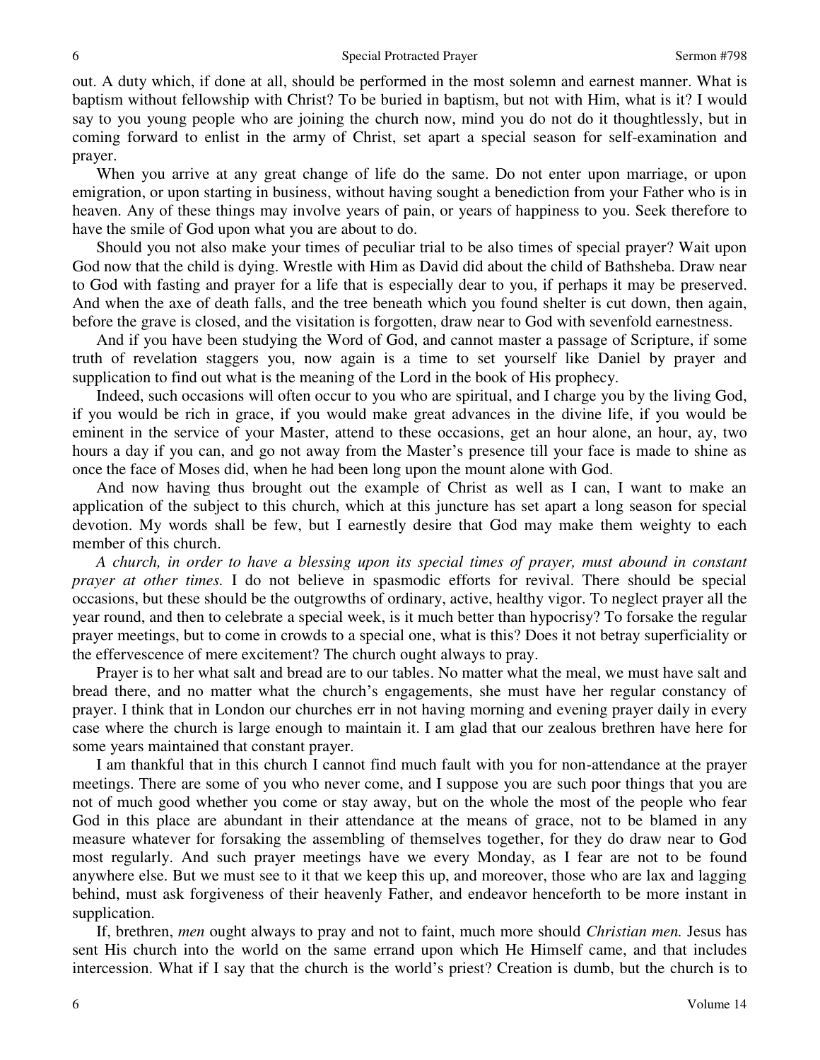out. A duty which, if done at all, should be performed in the most solemn and earnest manner. What is baptism without fellowship with Christ? To be buried in baptism, but not with Him, what is it? I would say to you young people who are joining the church now, mind you do not do it thoughtlessly, but in coming forward to enlist in the army of Christ, set apart a special season for self-examination and prayer.

When you arrive at any great change of life do the same. Do not enter upon marriage, or upon emigration, or upon starting in business, without having sought a benediction from your Father who is in heaven. Any of these things may involve years of pain, or years of happiness to you. Seek therefore to have the smile of God upon what you are about to do.

Should you not also make your times of peculiar trial to be also times of special prayer? Wait upon God now that the child is dying. Wrestle with Him as David did about the child of Bathsheba. Draw near to God with fasting and prayer for a life that is especially dear to you, if perhaps it may be preserved. And when the axe of death falls, and the tree beneath which you found shelter is cut down, then again, before the grave is closed, and the visitation is forgotten, draw near to God with sevenfold earnestness.

And if you have been studying the Word of God, and cannot master a passage of Scripture, if some truth of revelation staggers you, now again is a time to set yourself like Daniel by prayer and supplication to find out what is the meaning of the Lord in the book of His prophecy.

Indeed, such occasions will often occur to you who are spiritual, and I charge you by the living God, if you would be rich in grace, if you would make great advances in the divine life, if you would be eminent in the service of your Master, attend to these occasions, get an hour alone, an hour, ay, two hours a day if you can, and go not away from the Master's presence till your face is made to shine as once the face of Moses did, when he had been long upon the mount alone with God.

And now having thus brought out the example of Christ as well as I can, I want to make an application of the subject to this church, which at this juncture has set apart a long season for special devotion. My words shall be few, but I earnestly desire that God may make them weighty to each member of this church.

*A church, in order to have a blessing upon its special times of prayer, must abound in constant prayer at other times.* I do not believe in spasmodic efforts for revival. There should be special occasions, but these should be the outgrowths of ordinary, active, healthy vigor. To neglect prayer all the year round, and then to celebrate a special week, is it much better than hypocrisy? To forsake the regular prayer meetings, but to come in crowds to a special one, what is this? Does it not betray superficiality or the effervescence of mere excitement? The church ought always to pray.

Prayer is to her what salt and bread are to our tables. No matter what the meal, we must have salt and bread there, and no matter what the church's engagements, she must have her regular constancy of prayer. I think that in London our churches err in not having morning and evening prayer daily in every case where the church is large enough to maintain it. I am glad that our zealous brethren have here for some years maintained that constant prayer.

I am thankful that in this church I cannot find much fault with you for non-attendance at the prayer meetings. There are some of you who never come, and I suppose you are such poor things that you are not of much good whether you come or stay away, but on the whole the most of the people who fear God in this place are abundant in their attendance at the means of grace, not to be blamed in any measure whatever for forsaking the assembling of themselves together, for they do draw near to God most regularly. And such prayer meetings have we every Monday, as I fear are not to be found anywhere else. But we must see to it that we keep this up, and moreover, those who are lax and lagging behind, must ask forgiveness of their heavenly Father, and endeavor henceforth to be more instant in supplication.

If, brethren, *men* ought always to pray and not to faint, much more should *Christian men.* Jesus has sent His church into the world on the same errand upon which He Himself came, and that includes intercession. What if I say that the church is the world's priest? Creation is dumb, but the church is to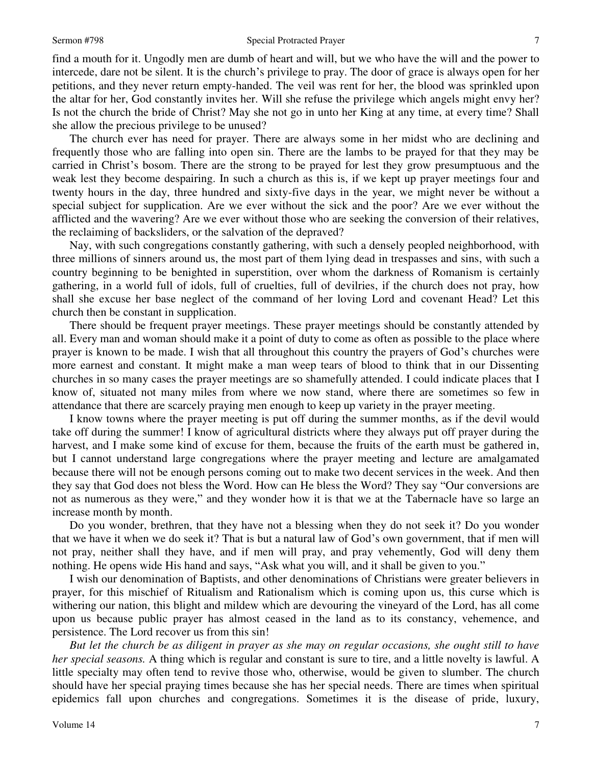find a mouth for it. Ungodly men are dumb of heart and will, but we who have the will and the power to intercede, dare not be silent. It is the church's privilege to pray. The door of grace is always open for her petitions, and they never return empty-handed. The veil was rent for her, the blood was sprinkled upon the altar for her, God constantly invites her. Will she refuse the privilege which angels might envy her? Is not the church the bride of Christ? May she not go in unto her King at any time, at every time? Shall she allow the precious privilege to be unused?

The church ever has need for prayer. There are always some in her midst who are declining and frequently those who are falling into open sin. There are the lambs to be prayed for that they may be carried in Christ's bosom. There are the strong to be prayed for lest they grow presumptuous and the weak lest they become despairing. In such a church as this is, if we kept up prayer meetings four and twenty hours in the day, three hundred and sixty-five days in the year, we might never be without a special subject for supplication. Are we ever without the sick and the poor? Are we ever without the afflicted and the wavering? Are we ever without those who are seeking the conversion of their relatives, the reclaiming of backsliders, or the salvation of the depraved?

Nay, with such congregations constantly gathering, with such a densely peopled neighborhood, with three millions of sinners around us, the most part of them lying dead in trespasses and sins, with such a country beginning to be benighted in superstition, over whom the darkness of Romanism is certainly gathering, in a world full of idols, full of cruelties, full of devilries, if the church does not pray, how shall she excuse her base neglect of the command of her loving Lord and covenant Head? Let this church then be constant in supplication.

There should be frequent prayer meetings. These prayer meetings should be constantly attended by all. Every man and woman should make it a point of duty to come as often as possible to the place where prayer is known to be made. I wish that all throughout this country the prayers of God's churches were more earnest and constant. It might make a man weep tears of blood to think that in our Dissenting churches in so many cases the prayer meetings are so shamefully attended. I could indicate places that I know of, situated not many miles from where we now stand, where there are sometimes so few in attendance that there are scarcely praying men enough to keep up variety in the prayer meeting.

I know towns where the prayer meeting is put off during the summer months, as if the devil would take off during the summer! I know of agricultural districts where they always put off prayer during the harvest, and I make some kind of excuse for them, because the fruits of the earth must be gathered in, but I cannot understand large congregations where the prayer meeting and lecture are amalgamated because there will not be enough persons coming out to make two decent services in the week. And then they say that God does not bless the Word. How can He bless the Word? They say "Our conversions are not as numerous as they were," and they wonder how it is that we at the Tabernacle have so large an increase month by month.

Do you wonder, brethren, that they have not a blessing when they do not seek it? Do you wonder that we have it when we do seek it? That is but a natural law of God's own government, that if men will not pray, neither shall they have, and if men will pray, and pray vehemently, God will deny them nothing. He opens wide His hand and says, "Ask what you will, and it shall be given to you."

I wish our denomination of Baptists, and other denominations of Christians were greater believers in prayer, for this mischief of Ritualism and Rationalism which is coming upon us, this curse which is withering our nation, this blight and mildew which are devouring the vineyard of the Lord, has all come upon us because public prayer has almost ceased in the land as to its constancy, vehemence, and persistence. The Lord recover us from this sin!

*But let the church be as diligent in prayer as she may on regular occasions, she ought still to have her special seasons.* A thing which is regular and constant is sure to tire, and a little novelty is lawful. A little specialty may often tend to revive those who, otherwise, would be given to slumber. The church should have her special praying times because she has her special needs. There are times when spiritual epidemics fall upon churches and congregations. Sometimes it is the disease of pride, luxury,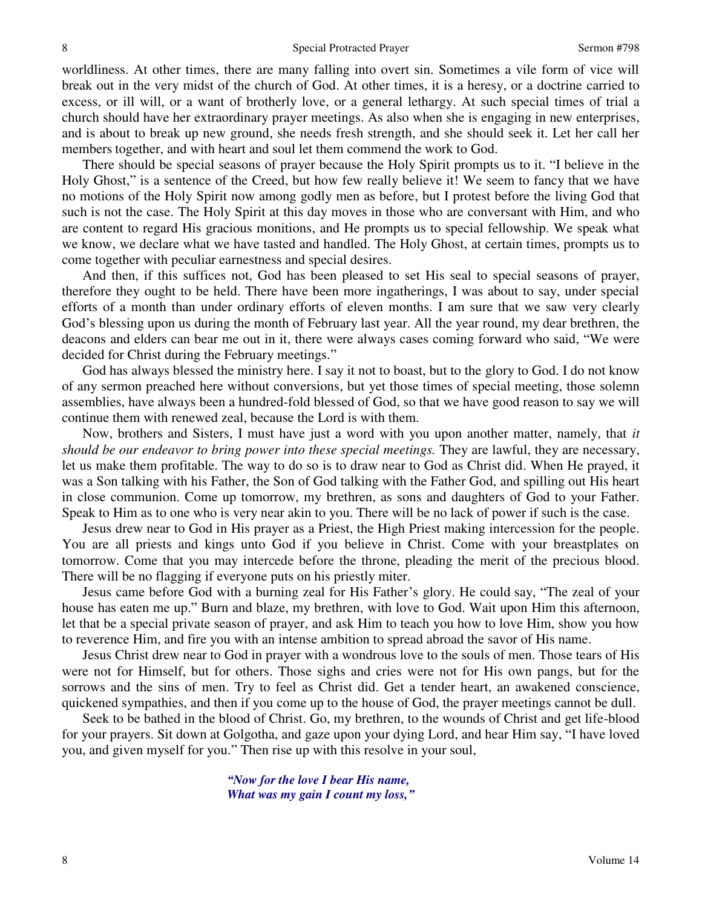worldliness. At other times, there are many falling into overt sin. Sometimes a vile form of vice will break out in the very midst of the church of God. At other times, it is a heresy, or a doctrine carried to excess, or ill will, or a want of brotherly love, or a general lethargy. At such special times of trial a church should have her extraordinary prayer meetings. As also when she is engaging in new enterprises, and is about to break up new ground, she needs fresh strength, and she should seek it. Let her call her members together, and with heart and soul let them commend the work to God.

There should be special seasons of prayer because the Holy Spirit prompts us to it. "I believe in the Holy Ghost," is a sentence of the Creed, but how few really believe it! We seem to fancy that we have no motions of the Holy Spirit now among godly men as before, but I protest before the living God that such is not the case. The Holy Spirit at this day moves in those who are conversant with Him, and who are content to regard His gracious monitions, and He prompts us to special fellowship. We speak what we know, we declare what we have tasted and handled. The Holy Ghost, at certain times, prompts us to come together with peculiar earnestness and special desires.

And then, if this suffices not, God has been pleased to set His seal to special seasons of prayer, therefore they ought to be held. There have been more ingatherings, I was about to say, under special efforts of a month than under ordinary efforts of eleven months. I am sure that we saw very clearly God's blessing upon us during the month of February last year. All the year round, my dear brethren, the deacons and elders can bear me out in it, there were always cases coming forward who said, "We were decided for Christ during the February meetings."

God has always blessed the ministry here. I say it not to boast, but to the glory to God. I do not know of any sermon preached here without conversions, but yet those times of special meeting, those solemn assemblies, have always been a hundred-fold blessed of God, so that we have good reason to say we will continue them with renewed zeal, because the Lord is with them.

Now, brothers and Sisters, I must have just a word with you upon another matter, namely, that *it should be our endeavor to bring power into these special meetings.* They are lawful, they are necessary, let us make them profitable. The way to do so is to draw near to God as Christ did. When He prayed, it was a Son talking with his Father, the Son of God talking with the Father God, and spilling out His heart in close communion. Come up tomorrow, my brethren, as sons and daughters of God to your Father. Speak to Him as to one who is very near akin to you. There will be no lack of power if such is the case.

Jesus drew near to God in His prayer as a Priest, the High Priest making intercession for the people. You are all priests and kings unto God if you believe in Christ. Come with your breastplates on tomorrow. Come that you may intercede before the throne, pleading the merit of the precious blood. There will be no flagging if everyone puts on his priestly miter.

Jesus came before God with a burning zeal for His Father's glory. He could say, "The zeal of your house has eaten me up." Burn and blaze, my brethren, with love to God. Wait upon Him this afternoon, let that be a special private season of prayer, and ask Him to teach you how to love Him, show you how to reverence Him, and fire you with an intense ambition to spread abroad the savor of His name.

Jesus Christ drew near to God in prayer with a wondrous love to the souls of men. Those tears of His were not for Himself, but for others. Those sighs and cries were not for His own pangs, but for the sorrows and the sins of men. Try to feel as Christ did. Get a tender heart, an awakened conscience, quickened sympathies, and then if you come up to the house of God, the prayer meetings cannot be dull.

Seek to be bathed in the blood of Christ. Go, my brethren, to the wounds of Christ and get life-blood for your prayers. Sit down at Golgotha, and gaze upon your dying Lord, and hear Him say, "I have loved you, and given myself for you." Then rise up with this resolve in your soul,

> ***"Now for the love I bear His name,***
> ***What was my gain I count my loss,"***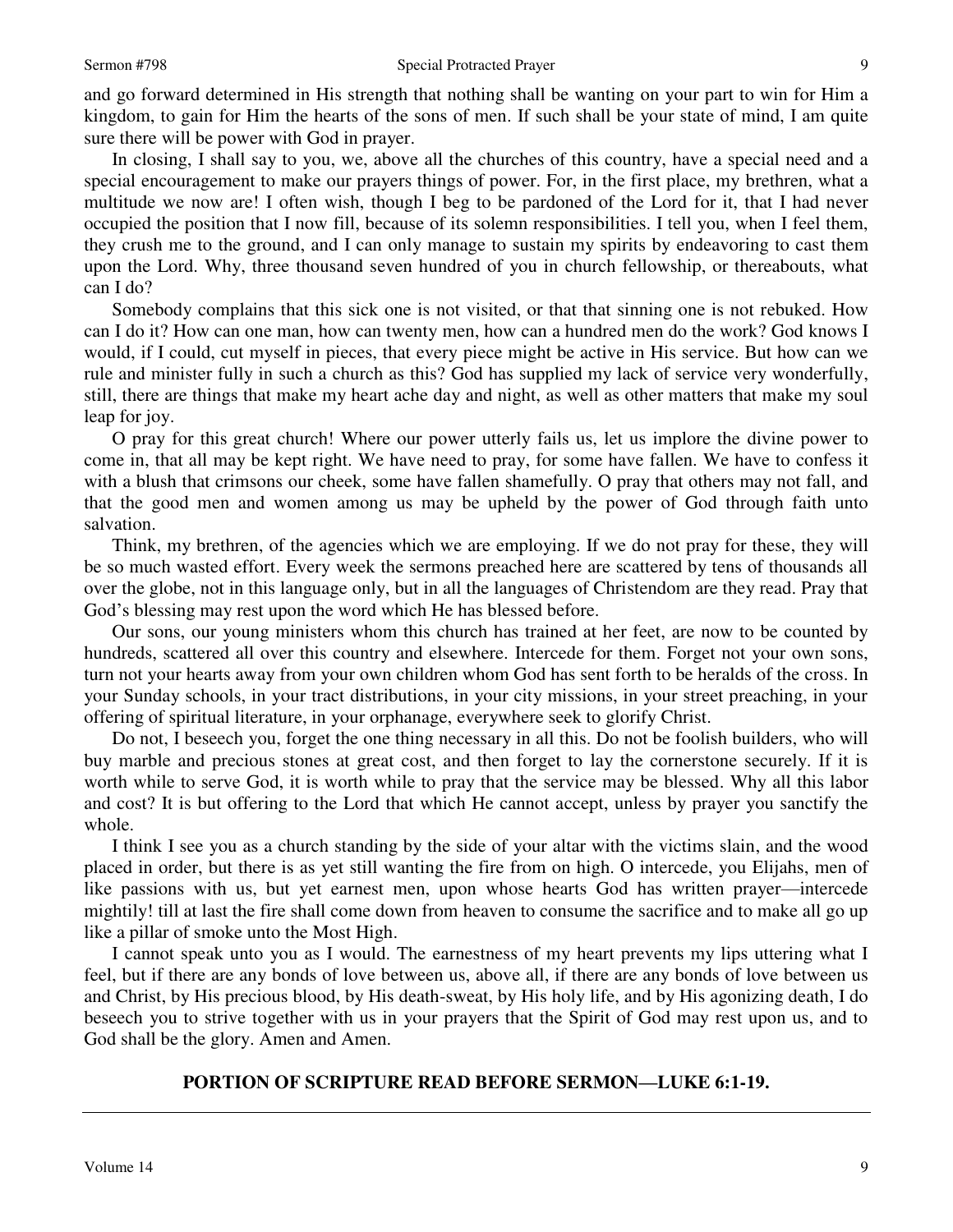and go forward determined in His strength that nothing shall be wanting on your part to win for Him a kingdom, to gain for Him the hearts of the sons of men. If such shall be your state of mind, I am quite sure there will be power with God in prayer.

In closing, I shall say to you, we, above all the churches of this country, have a special need and a special encouragement to make our prayers things of power. For, in the first place, my brethren, what a multitude we now are! I often wish, though I beg to be pardoned of the Lord for it, that I had never occupied the position that I now fill, because of its solemn responsibilities. I tell you, when I feel them, they crush me to the ground, and I can only manage to sustain my spirits by endeavoring to cast them upon the Lord. Why, three thousand seven hundred of you in church fellowship, or thereabouts, what can I do?

Somebody complains that this sick one is not visited, or that that sinning one is not rebuked. How can I do it? How can one man, how can twenty men, how can a hundred men do the work? God knows I would, if I could, cut myself in pieces, that every piece might be active in His service. But how can we rule and minister fully in such a church as this? God has supplied my lack of service very wonderfully, still, there are things that make my heart ache day and night, as well as other matters that make my soul leap for joy.

O pray for this great church! Where our power utterly fails us, let us implore the divine power to come in, that all may be kept right. We have need to pray, for some have fallen. We have to confess it with a blush that crimsons our cheek, some have fallen shamefully. O pray that others may not fall, and that the good men and women among us may be upheld by the power of God through faith unto salvation.

Think, my brethren, of the agencies which we are employing. If we do not pray for these, they will be so much wasted effort. Every week the sermons preached here are scattered by tens of thousands all over the globe, not in this language only, but in all the languages of Christendom are they read. Pray that God's blessing may rest upon the word which He has blessed before.

Our sons, our young ministers whom this church has trained at her feet, are now to be counted by hundreds, scattered all over this country and elsewhere. Intercede for them. Forget not your own sons, turn not your hearts away from your own children whom God has sent forth to be heralds of the cross. In your Sunday schools, in your tract distributions, in your city missions, in your street preaching, in your offering of spiritual literature, in your orphanage, everywhere seek to glorify Christ.

Do not, I beseech you, forget the one thing necessary in all this. Do not be foolish builders, who will buy marble and precious stones at great cost, and then forget to lay the cornerstone securely. If it is worth while to serve God, it is worth while to pray that the service may be blessed. Why all this labor and cost? It is but offering to the Lord that which He cannot accept, unless by prayer you sanctify the whole.

I think I see you as a church standing by the side of your altar with the victims slain, and the wood placed in order, but there is as yet still wanting the fire from on high. O intercede, you Elijahs, men of like passions with us, but yet earnest men, upon whose hearts God has written prayer—intercede mightily! till at last the fire shall come down from heaven to consume the sacrifice and to make all go up like a pillar of smoke unto the Most High.

I cannot speak unto you as I would. The earnestness of my heart prevents my lips uttering what I feel, but if there are any bonds of love between us, above all, if there are any bonds of love between us and Christ, by His precious blood, by His death-sweat, by His holy life, and by His agonizing death, I do beseech you to strive together with us in your prayers that the Spirit of God may rest upon us, and to God shall be the glory. Amen and Amen.

**PORTION OF SCRIPTURE READ BEFORE SERMON—LUKE 6:1-19.**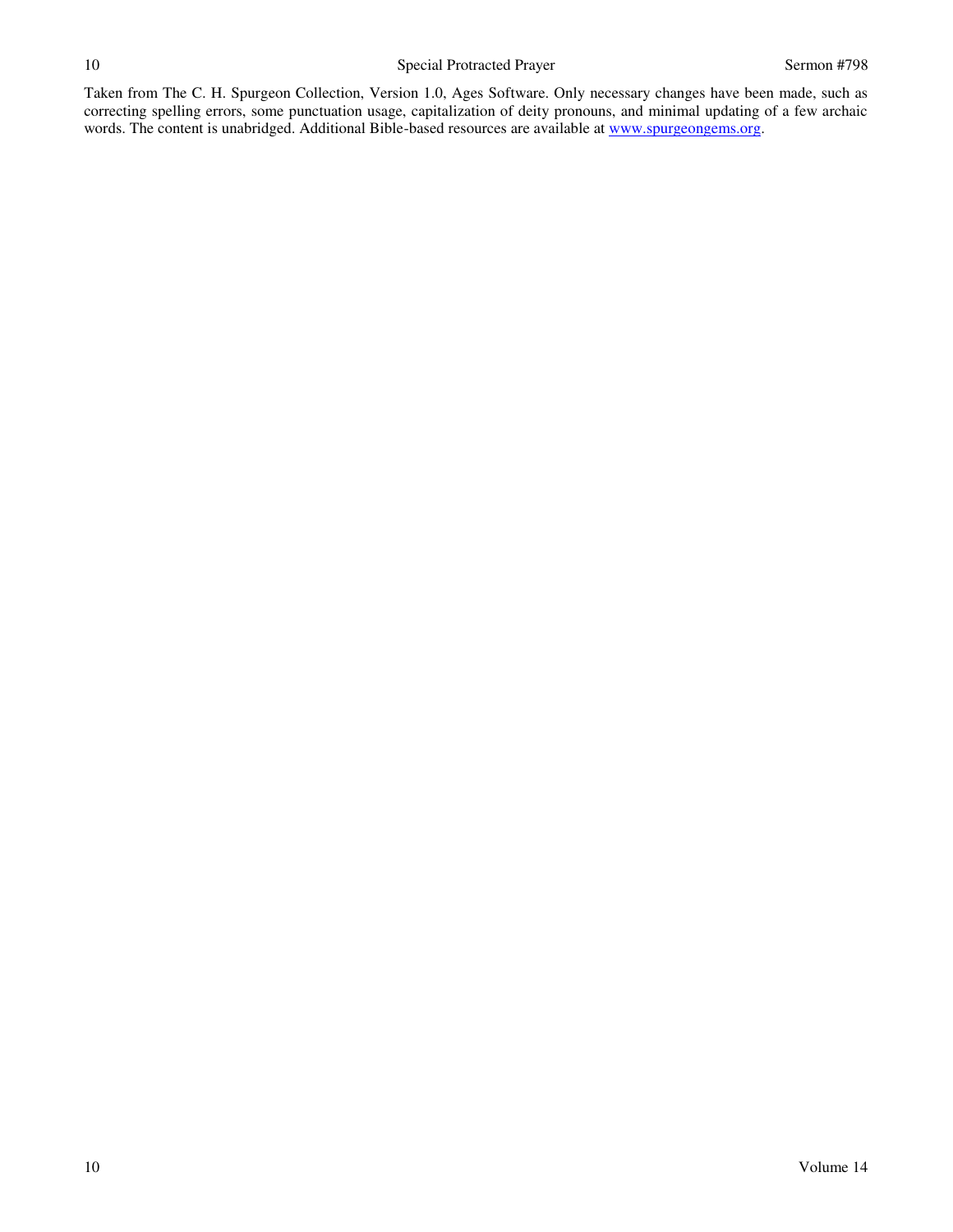Taken from The C. H. Spurgeon Collection, Version 1.0, Ages Software. Only necessary changes have been made, such as correcting spelling errors, some punctuation usage, capitalization of deity pronouns, and minimal updating of a few archaic words. The content is unabridged. Additional Bible-based resources are available at www.spurgeongems.org.